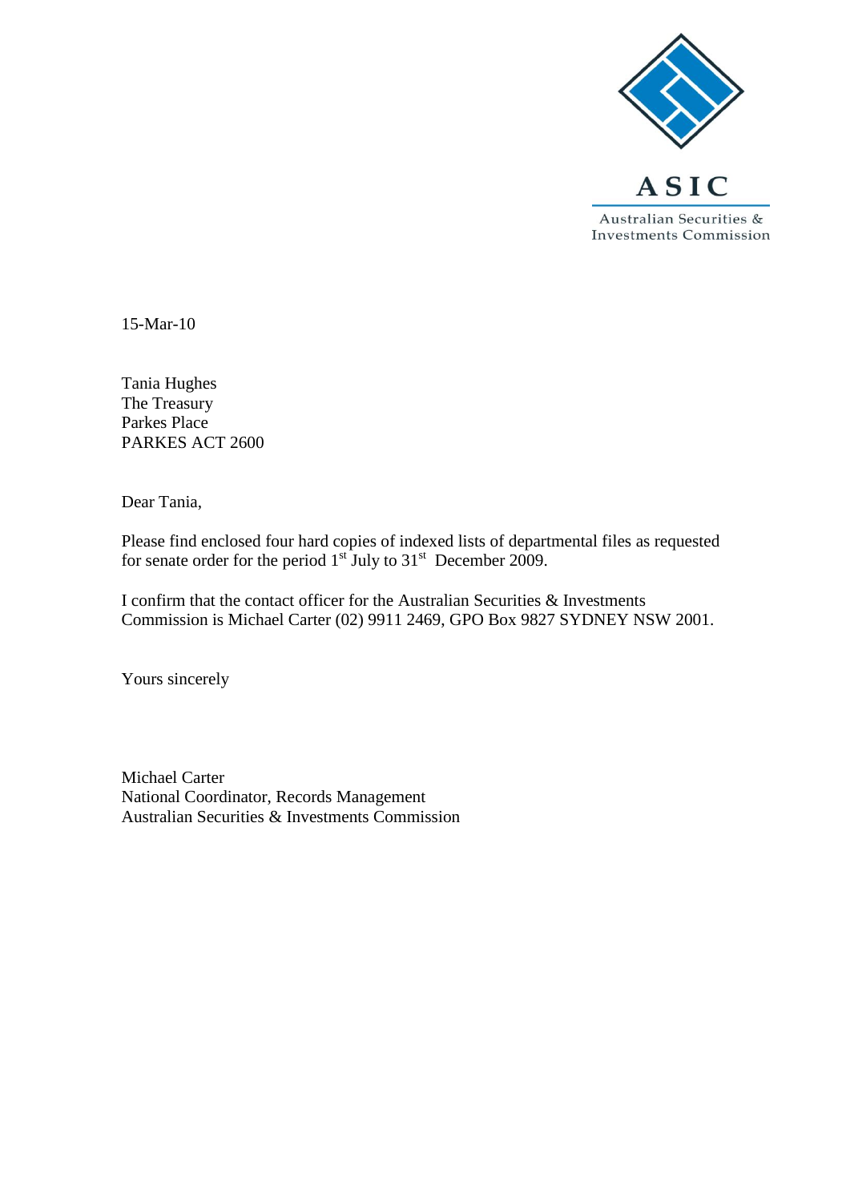ASIC

Australian Securities & Investments Commission

15-Mar-10

Tania Hughes
The Treasury
Parkes Place
PARKES ACT 2600

Dear Tania,

Please find enclosed four hard copies of indexed lists of departmental files as requested for senate order for the period 1st July to 31st December 2009.

I confirm that the contact officer for the Australian Securities & Investments Commission is Michael Carter (02) 9911 2469, GPO Box 9827 SYDNEY NSW 2001.

Yours sincerely

Michael Carter
National Coordinator, Records Management
Australian Securities & Investments Commission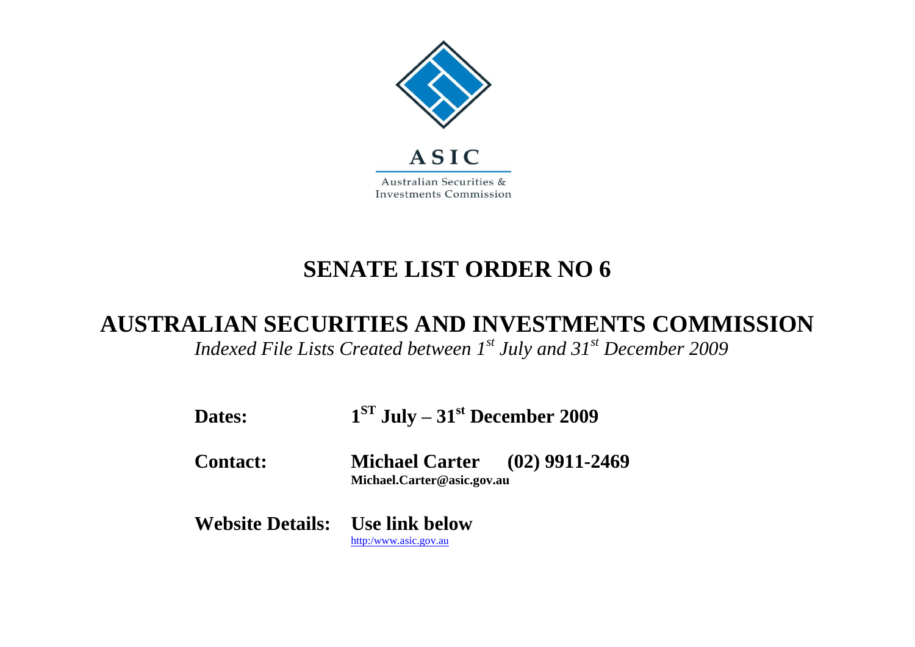ASIC

Australian Securities & Investments Commission

# SENATE LIST ORDER NO 6

## AUSTRALIAN SECURITIES AND INVESTMENTS COMMISSION

*Indexed File Lists Created between 1st July and 31st December 2009*

**Dates:** **1ST July – 31st December 2009**

**Contact:** **Michael Carter (02) 9911-2469**
**Michael.Carter@asic.gov.au**

**Website Details:** **Use link below**
http:/www.asic.gov.au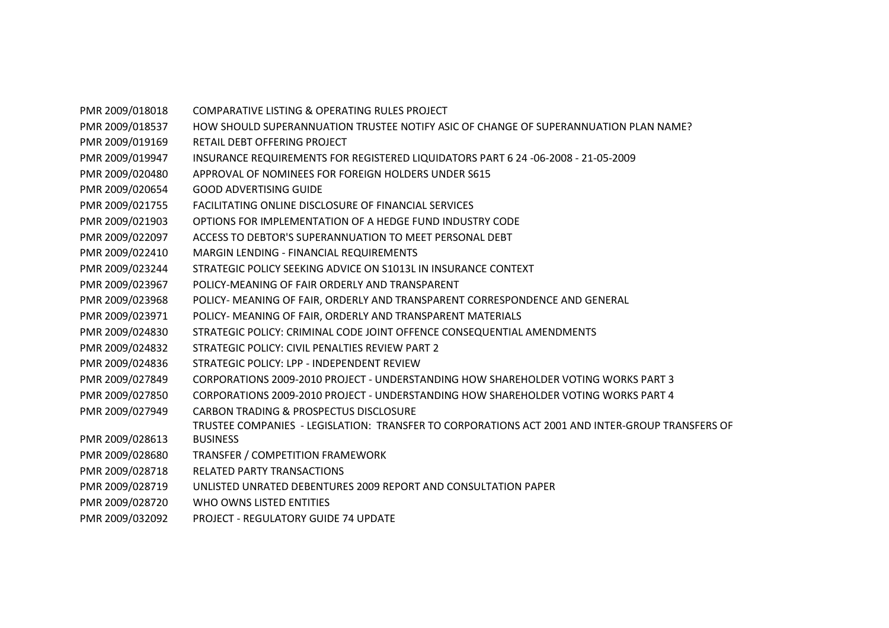| | |
|---|---|
| PMR 2009/018018 | COMPARATIVE LISTING & OPERATING RULES PROJECT |
| PMR 2009/018537 | HOW SHOULD SUPERANNUATION TRUSTEE NOTIFY ASIC OF CHANGE OF SUPERANNUATION PLAN NAME? |
| PMR 2009/019169 | RETAIL DEBT OFFERING PROJECT |
| PMR 2009/019947 | INSURANCE REQUIREMENTS FOR REGISTERED LIQUIDATORS PART 6 24 -06-2008 - 21-05-2009 |
| PMR 2009/020480 | APPROVAL OF NOMINEES FOR FOREIGN HOLDERS UNDER S615 |
| PMR 2009/020654 | GOOD ADVERTISING GUIDE |
| PMR 2009/021755 | FACILITATING ONLINE DISCLOSURE OF FINANCIAL SERVICES |
| PMR 2009/021903 | OPTIONS FOR IMPLEMENTATION OF A HEDGE FUND INDUSTRY CODE |
| PMR 2009/022097 | ACCESS TO DEBTOR'S SUPERANNUATION TO MEET PERSONAL DEBT |
| PMR 2009/022410 | MARGIN LENDING - FINANCIAL REQUIREMENTS |
| PMR 2009/023244 | STRATEGIC POLICY SEEKING ADVICE ON S1013L IN INSURANCE CONTEXT |
| PMR 2009/023967 | POLICY-MEANING OF FAIR ORDERLY AND TRANSPARENT |
| PMR 2009/023968 | POLICY- MEANING OF FAIR, ORDERLY AND TRANSPARENT CORRESPONDENCE AND GENERAL |
| PMR 2009/023971 | POLICY- MEANING OF FAIR, ORDERLY AND TRANSPARENT MATERIALS |
| PMR 2009/024830 | STRATEGIC POLICY: CRIMINAL CODE JOINT OFFENCE CONSEQUENTIAL AMENDMENTS |
| PMR 2009/024832 | STRATEGIC POLICY: CIVIL PENALTIES REVIEW PART 2 |
| PMR 2009/024836 | STRATEGIC POLICY: LPP - INDEPENDENT REVIEW |
| PMR 2009/027849 | CORPORATIONS 2009-2010 PROJECT - UNDERSTANDING HOW SHAREHOLDER VOTING WORKS PART 3 |
| PMR 2009/027850 | CORPORATIONS 2009-2010 PROJECT - UNDERSTANDING HOW SHAREHOLDER VOTING WORKS PART 4 |
| PMR 2009/027949 | CARBON TRADING & PROSPECTUS DISCLOSURE |
| PMR 2009/028613 | TRUSTEE COMPANIES - LEGISLATION: TRANSFER TO CORPORATIONS ACT 2001 AND INTER-GROUP TRANSFERS OF BUSINESS |
| PMR 2009/028680 | TRANSFER / COMPETITION FRAMEWORK |
| PMR 2009/028718 | RELATED PARTY TRANSACTIONS |
| PMR 2009/028719 | UNLISTED UNRATED DEBENTURES 2009 REPORT AND CONSULTATION PAPER |
| PMR 2009/028720 | WHO OWNS LISTED ENTITIES |
| PMR 2009/032092 | PROJECT - REGULATORY GUIDE 74 UPDATE |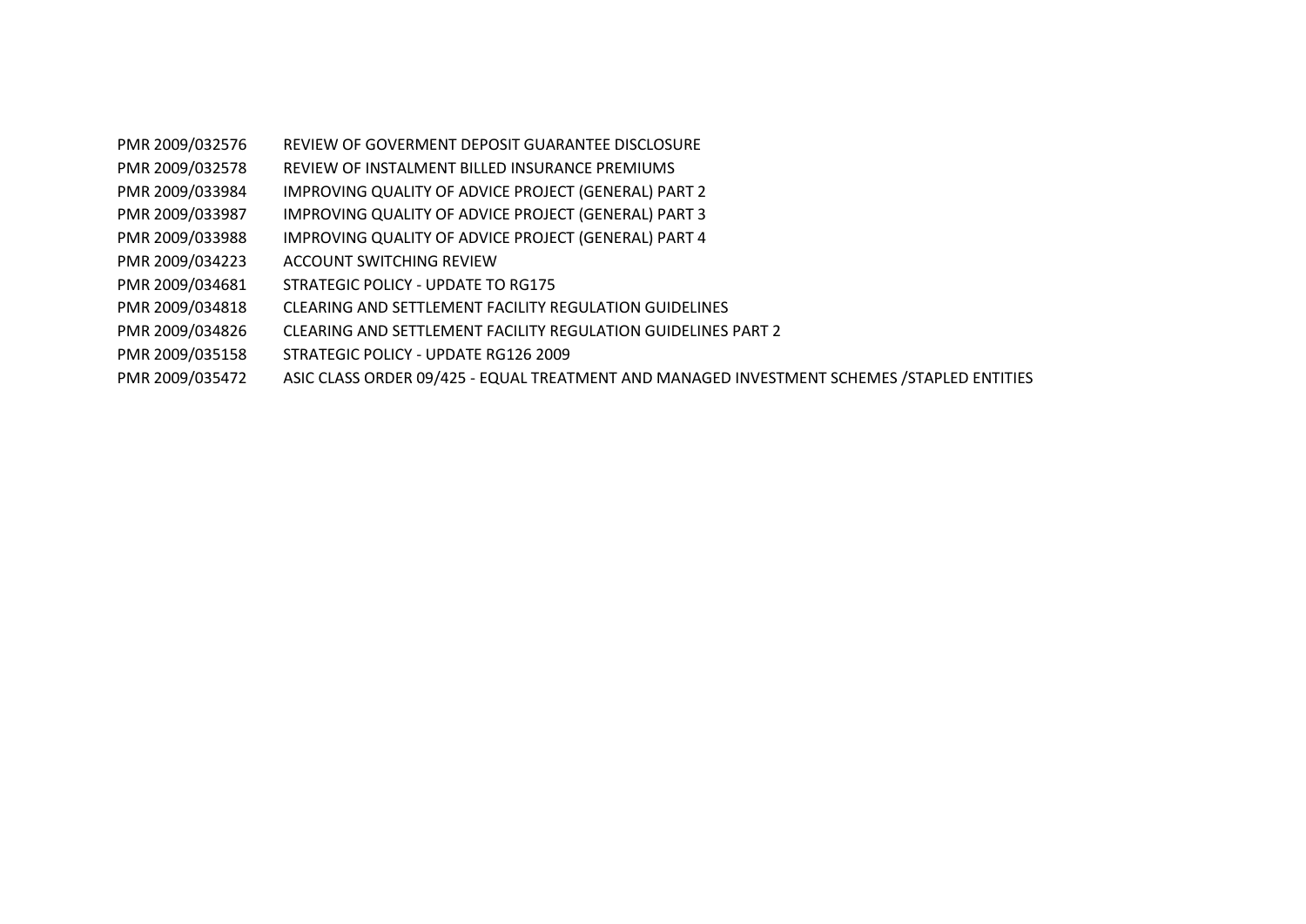| | |
|---|---|
| PMR 2009/032576 | REVIEW OF GOVERMENT DEPOSIT GUARANTEE DISCLOSURE |
| PMR 2009/032578 | REVIEW OF INSTALMENT BILLED INSURANCE PREMIUMS |
| PMR 2009/033984 | IMPROVING QUALITY OF ADVICE PROJECT (GENERAL) PART 2 |
| PMR 2009/033987 | IMPROVING QUALITY OF ADVICE PROJECT (GENERAL) PART 3 |
| PMR 2009/033988 | IMPROVING QUALITY OF ADVICE PROJECT (GENERAL) PART 4 |
| PMR 2009/034223 | ACCOUNT SWITCHING REVIEW |
| PMR 2009/034681 | STRATEGIC POLICY - UPDATE TO RG175 |
| PMR 2009/034818 | CLEARING AND SETTLEMENT FACILITY REGULATION GUIDELINES |
| PMR 2009/034826 | CLEARING AND SETTLEMENT FACILITY REGULATION GUIDELINES PART 2 |
| PMR 2009/035158 | STRATEGIC POLICY - UPDATE RG126 2009 |
| PMR 2009/035472 | ASIC CLASS ORDER 09/425 - EQUAL TREATMENT AND MANAGED INVESTMENT SCHEMES /STAPLED ENTITIES |